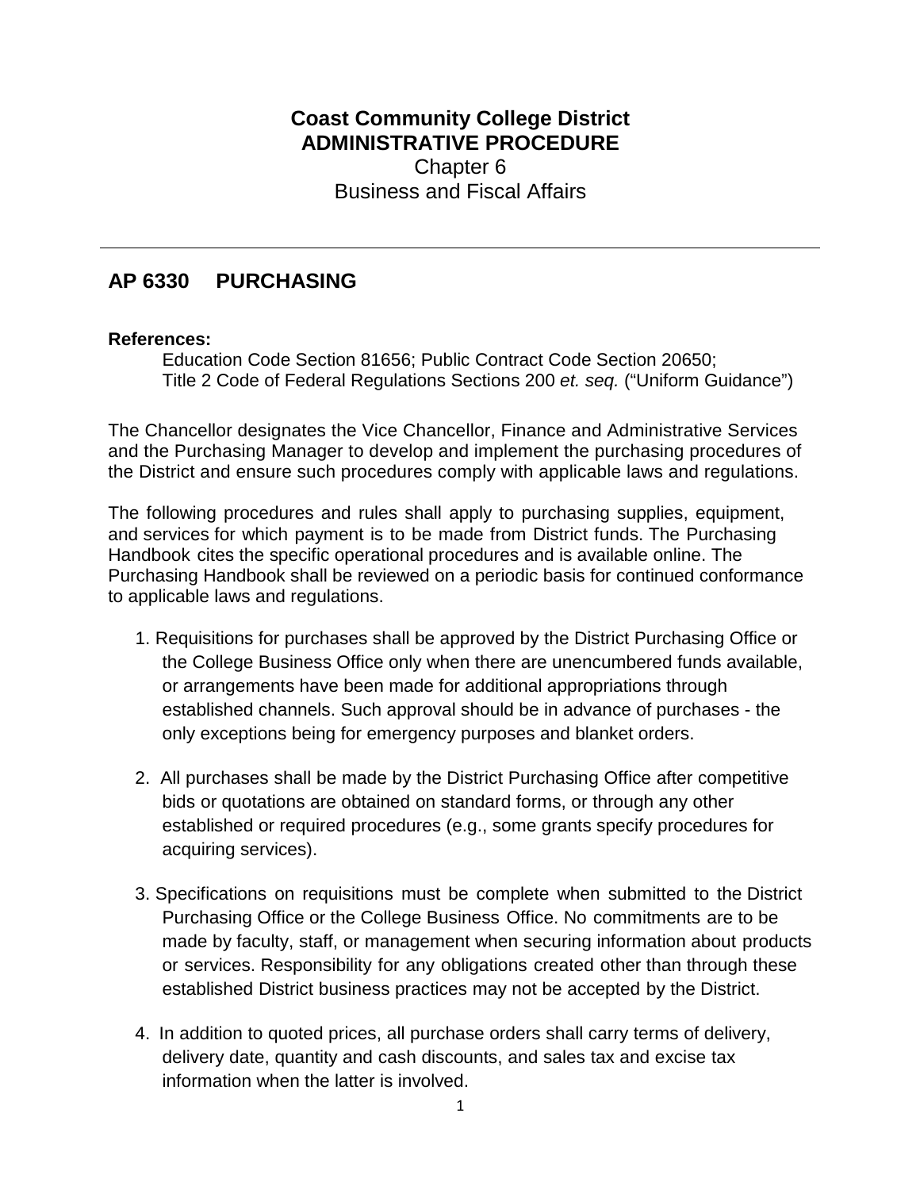**Coast Community College District**
**ADMINISTRATIVE PROCEDURE**
Chapter 6
Business and Fiscal Affairs

---

## AP 6330 PURCHASING

**References:**

Education Code Section 81656; Public Contract Code Section 20650;
Title 2 Code of Federal Regulations Sections 200 *et. seq.* ("Uniform Guidance")

The Chancellor designates the Vice Chancellor, Finance and Administrative Services and the Purchasing Manager to develop and implement the purchasing procedures of the District and ensure such procedures comply with applicable laws and regulations.

The following procedures and rules shall apply to purchasing supplies, equipment, and services for which payment is to be made from District funds. The Purchasing Handbook cites the specific operational procedures and is available online. The Purchasing Handbook shall be reviewed on a periodic basis for continued conformance to applicable laws and regulations.

1. Requisitions for purchases shall be approved by the District Purchasing Office or the College Business Office only when there are unencumbered funds available, or arrangements have been made for additional appropriations through established channels. Such approval should be in advance of purchases - the only exceptions being for emergency purposes and blanket orders.

2. All purchases shall be made by the District Purchasing Office after competitive bids or quotations are obtained on standard forms, or through any other established or required procedures (e.g., some grants specify procedures for acquiring services).

3. Specifications on requisitions must be complete when submitted to the District Purchasing Office or the College Business Office. No commitments are to be made by faculty, staff, or management when securing information about products or services. Responsibility for any obligations created other than through these established District business practices may not be accepted by the District.

4. In addition to quoted prices, all purchase orders shall carry terms of delivery, delivery date, quantity and cash discounts, and sales tax and excise tax information when the latter is involved.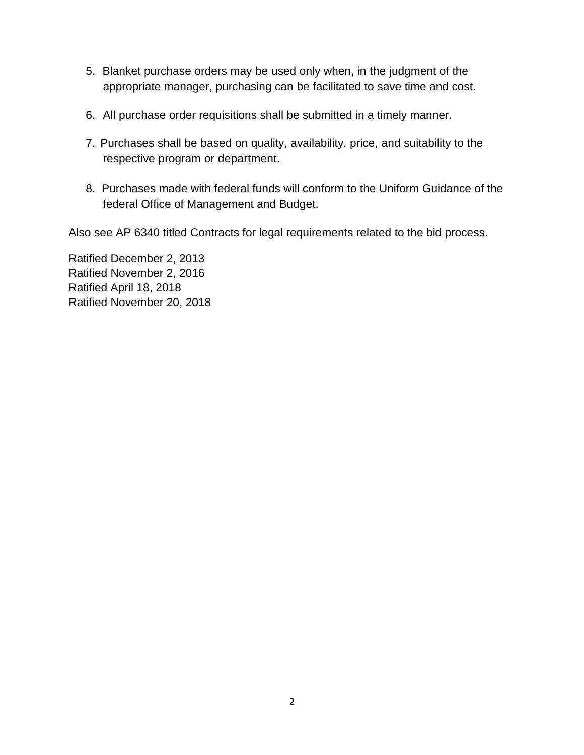5. Blanket purchase orders may be used only when, in the judgment of the appropriate manager, purchasing can be facilitated to save time and cost.

6. All purchase order requisitions shall be submitted in a timely manner.

7. Purchases shall be based on quality, availability, price, and suitability to the respective program or department.

8. Purchases made with federal funds will conform to the Uniform Guidance of the federal Office of Management and Budget.

Also see AP 6340 titled Contracts for legal requirements related to the bid process.

Ratified December 2, 2013
Ratified November 2, 2016
Ratified April 18, 2018
Ratified November 20, 2018